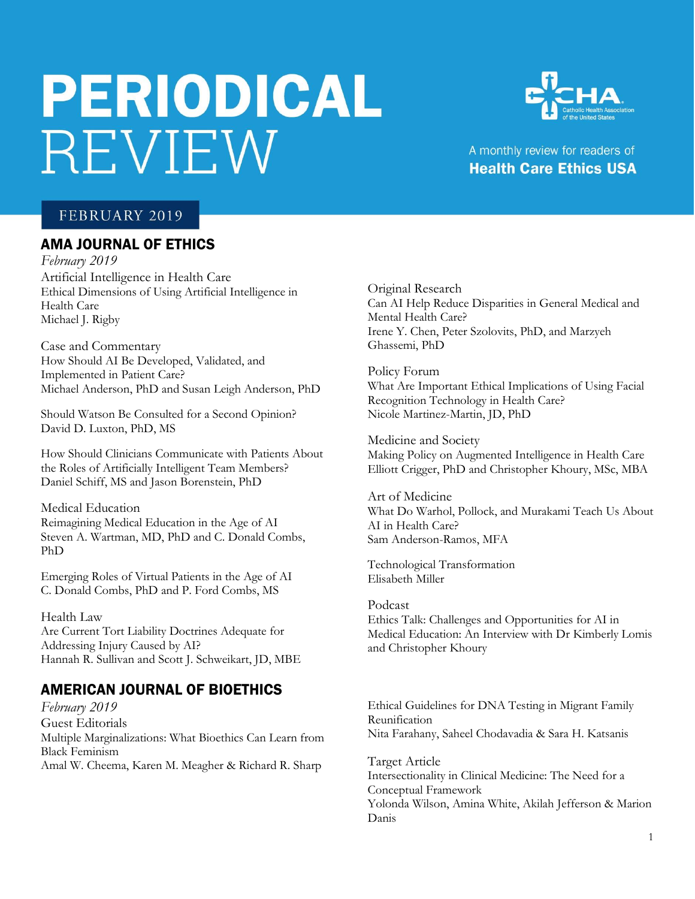# PERIODICAL REVIEW

Catholic Health Association of the United States

A monthly review for readers of **Health Care Ethics USA**

FEBRUARY 2019

## AMA JOURNAL OF ETHICS

*February 2019*

Artificial Intelligence in Health Care
Ethical Dimensions of Using Artificial Intelligence in Health Care
Michael J. Rigby

Case and Commentary
How Should AI Be Developed, Validated, and Implemented in Patient Care?
Michael Anderson, PhD and Susan Leigh Anderson, PhD

Should Watson Be Consulted for a Second Opinion?
David D. Luxton, PhD, MS

How Should Clinicians Communicate with Patients About the Roles of Artificially Intelligent Team Members?
Daniel Schiff, MS and Jason Borenstein, PhD

Medical Education
Reimagining Medical Education in the Age of AI
Steven A. Wartman, MD, PhD and C. Donald Combs, PhD

Emerging Roles of Virtual Patients in the Age of AI
C. Donald Combs, PhD and P. Ford Combs, MS

Health Law
Are Current Tort Liability Doctrines Adequate for Addressing Injury Caused by AI?
Hannah R. Sullivan and Scott J. Schweikart, JD, MBE

Original Research
Can AI Help Reduce Disparities in General Medical and Mental Health Care?
Irene Y. Chen, Peter Szolovits, PhD, and Marzyeh Ghassemi, PhD

Policy Forum
What Are Important Ethical Implications of Using Facial Recognition Technology in Health Care?
Nicole Martinez-Martin, JD, PhD

Medicine and Society
Making Policy on Augmented Intelligence in Health Care
Elliott Crigger, PhD and Christopher Khoury, MSc, MBA

Art of Medicine
What Do Warhol, Pollock, and Murakami Teach Us About AI in Health Care?
Sam Anderson-Ramos, MFA

Technological Transformation
Elisabeth Miller

Podcast
Ethics Talk: Challenges and Opportunities for AI in Medical Education: An Interview with Dr Kimberly Lomis and Christopher Khoury

## AMERICAN JOURNAL OF BIOETHICS

*February 2019*

Guest Editorials
Multiple Marginalizations: What Bioethics Can Learn from Black Feminism
Amal W. Cheema, Karen M. Meagher & Richard R. Sharp

Ethical Guidelines for DNA Testing in Migrant Family Reunification
Nita Farahany, Saheel Chodavadia & Sara H. Katsanis

Target Article
Intersectionality in Clinical Medicine: The Need for a Conceptual Framework
Yolonda Wilson, Amina White, Akilah Jefferson & Marion Danis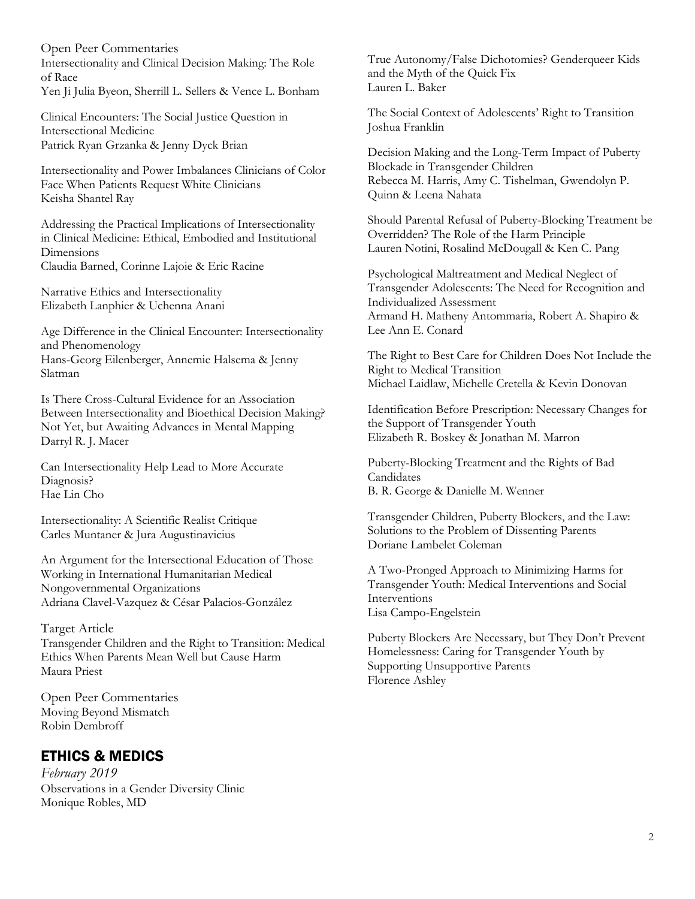Open Peer Commentaries

Intersectionality and Clinical Decision Making: The Role of Race
Yen Ji Julia Byeon, Sherrill L. Sellers & Vence L. Bonham

Clinical Encounters: The Social Justice Question in Intersectional Medicine
Patrick Ryan Grzanka & Jenny Dyck Brian

Intersectionality and Power Imbalances Clinicians of Color Face When Patients Request White Clinicians
Keisha Shantel Ray

Addressing the Practical Implications of Intersectionality in Clinical Medicine: Ethical, Embodied and Institutional Dimensions
Claudia Barned, Corinne Lajoie & Eric Racine

Narrative Ethics and Intersectionality
Elizabeth Lanphier & Uchenna Anani

Age Difference in the Clinical Encounter: Intersectionality and Phenomenology
Hans-Georg Eilenberger, Annemie Halsema & Jenny Slatman

Is There Cross-Cultural Evidence for an Association Between Intersectionality and Bioethical Decision Making? Not Yet, but Awaiting Advances in Mental Mapping
Darryl R. J. Macer

Can Intersectionality Help Lead to More Accurate Diagnosis?
Hae Lin Cho

Intersectionality: A Scientific Realist Critique
Carles Muntaner & Jura Augustinavicius

An Argument for the Intersectional Education of Those Working in International Humanitarian Medical Nongovernmental Organizations
Adriana Clavel-Vazquez & César Palacios-González

Target Article

Transgender Children and the Right to Transition: Medical Ethics When Parents Mean Well but Cause Harm
Maura Priest

Open Peer Commentaries

Moving Beyond Mismatch
Robin Dembroff

True Autonomy/False Dichotomies? Genderqueer Kids and the Myth of the Quick Fix
Lauren L. Baker

The Social Context of Adolescents' Right to Transition
Joshua Franklin

Decision Making and the Long-Term Impact of Puberty Blockade in Transgender Children
Rebecca M. Harris, Amy C. Tishelman, Gwendolyn P. Quinn & Leena Nahata

Should Parental Refusal of Puberty-Blocking Treatment be Overridden? The Role of the Harm Principle
Lauren Notini, Rosalind McDougall & Ken C. Pang

Psychological Maltreatment and Medical Neglect of Transgender Adolescents: The Need for Recognition and Individualized Assessment
Armand H. Matheny Antommaria, Robert A. Shapiro & Lee Ann E. Conard

The Right to Best Care for Children Does Not Include the Right to Medical Transition
Michael Laidlaw, Michelle Cretella & Kevin Donovan

Identification Before Prescription: Necessary Changes for the Support of Transgender Youth
Elizabeth R. Boskey & Jonathan M. Marron

Puberty-Blocking Treatment and the Rights of Bad Candidates
B. R. George & Danielle M. Wenner

Transgender Children, Puberty Blockers, and the Law: Solutions to the Problem of Dissenting Parents
Doriane Lambelet Coleman

A Two-Pronged Approach to Minimizing Harms for Transgender Youth: Medical Interventions and Social Interventions
Lisa Campo-Engelstein

Puberty Blockers Are Necessary, but They Don't Prevent Homelessness: Caring for Transgender Youth by Supporting Unsupportive Parents
Florence Ashley

## ETHICS & MEDICS

*February 2019*

Observations in a Gender Diversity Clinic
Monique Robles, MD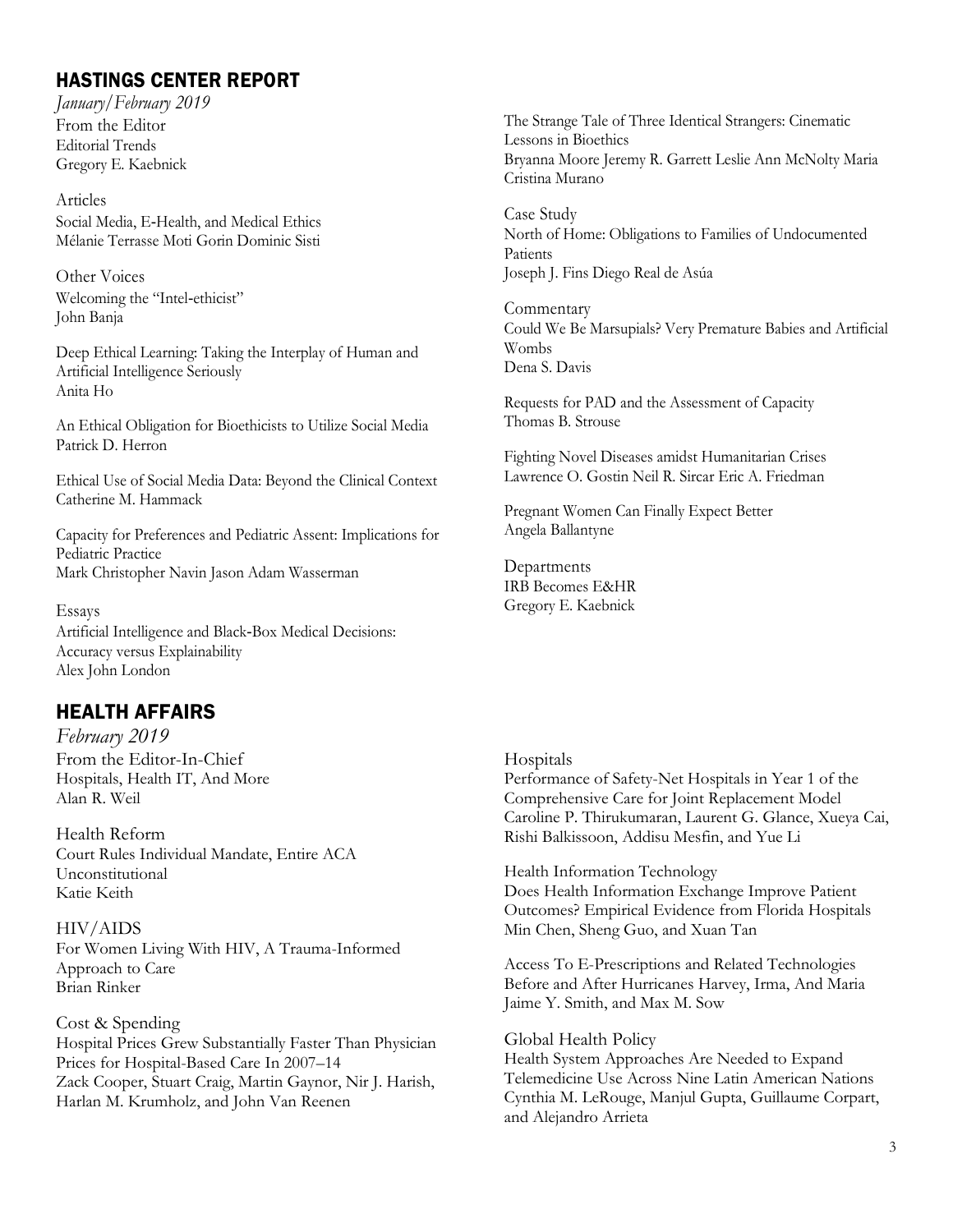## HASTINGS CENTER REPORT

*January/February 2019*

From the Editor
Editorial Trends
Gregory E. Kaebnick

Articles
Social Media, E-Health, and Medical Ethics
Mélanie Terrasse Moti Gorin Dominic Sisti

Other Voices
Welcoming the "Intel-ethicist"
John Banja

Deep Ethical Learning: Taking the Interplay of Human and Artificial Intelligence Seriously
Anita Ho

An Ethical Obligation for Bioethicists to Utilize Social Media
Patrick D. Herron

Ethical Use of Social Media Data: Beyond the Clinical Context
Catherine M. Hammack

Capacity for Preferences and Pediatric Assent: Implications for Pediatric Practice
Mark Christopher Navin Jason Adam Wasserman

Essays
Artificial Intelligence and Black-Box Medical Decisions: Accuracy versus Explainability
Alex John London

The Strange Tale of Three Identical Strangers: Cinematic Lessons in Bioethics
Bryanna Moore Jeremy R. Garrett Leslie Ann McNolty Maria Cristina Murano

Case Study
North of Home: Obligations to Families of Undocumented Patients
Joseph J. Fins Diego Real de Asúa

Commentary
Could We Be Marsupials? Very Premature Babies and Artificial Wombs
Dena S. Davis

Requests for PAD and the Assessment of Capacity
Thomas B. Strouse

Fighting Novel Diseases amidst Humanitarian Crises
Lawrence O. Gostin Neil R. Sircar Eric A. Friedman

Pregnant Women Can Finally Expect Better
Angela Ballantyne

Departments
IRB Becomes E&HR
Gregory E. Kaebnick

## HEALTH AFFAIRS

*February 2019*

From the Editor-In-Chief
Hospitals, Health IT, And More
Alan R. Weil

Health Reform
Court Rules Individual Mandate, Entire ACA Unconstitutional
Katie Keith

HIV/AIDS
For Women Living With HIV, A Trauma-Informed Approach to Care
Brian Rinker

Cost & Spending
Hospital Prices Grew Substantially Faster Than Physician Prices for Hospital-Based Care In 2007–14
Zack Cooper, Stuart Craig, Martin Gaynor, Nir J. Harish, Harlan M. Krumholz, and John Van Reenen

Hospitals
Performance of Safety-Net Hospitals in Year 1 of the Comprehensive Care for Joint Replacement Model
Caroline P. Thirukumaran, Laurent G. Glance, Xueya Cai, Rishi Balkissoon, Addisu Mesfin, and Yue Li

Health Information Technology
Does Health Information Exchange Improve Patient Outcomes? Empirical Evidence from Florida Hospitals
Min Chen, Sheng Guo, and Xuan Tan

Access To E-Prescriptions and Related Technologies Before and After Hurricanes Harvey, Irma, And Maria
Jaime Y. Smith, and Max M. Sow

Global Health Policy
Health System Approaches Are Needed to Expand Telemedicine Use Across Nine Latin American Nations
Cynthia M. LeRouge, Manjul Gupta, Guillaume Corpart, and Alejandro Arrieta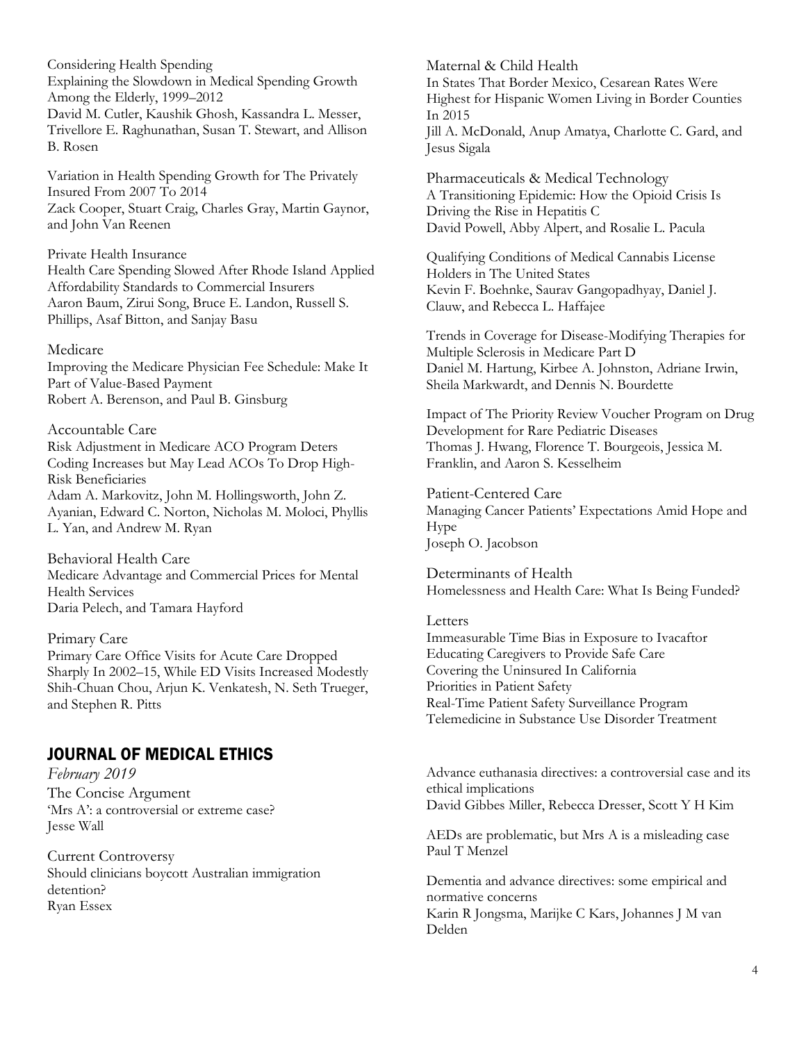Considering Health Spending

Explaining the Slowdown in Medical Spending Growth Among the Elderly, 1999–2012
David M. Cutler, Kaushik Ghosh, Kassandra L. Messer, Trivellore E. Raghunathan, Susan T. Stewart, and Allison B. Rosen

Variation in Health Spending Growth for The Privately Insured From 2007 To 2014
Zack Cooper, Stuart Craig, Charles Gray, Martin Gaynor, and John Van Reenen

Private Health Insurance

Health Care Spending Slowed After Rhode Island Applied Affordability Standards to Commercial Insurers
Aaron Baum, Zirui Song, Bruce E. Landon, Russell S. Phillips, Asaf Bitton, and Sanjay Basu

Medicare

Improving the Medicare Physician Fee Schedule: Make It Part of Value-Based Payment
Robert A. Berenson, and Paul B. Ginsburg

Accountable Care

Risk Adjustment in Medicare ACO Program Deters Coding Increases but May Lead ACOs To Drop High-Risk Beneficiaries
Adam A. Markovitz, John M. Hollingsworth, John Z. Ayanian, Edward C. Norton, Nicholas M. Moloci, Phyllis L. Yan, and Andrew M. Ryan

Behavioral Health Care

Medicare Advantage and Commercial Prices for Mental Health Services
Daria Pelech, and Tamara Hayford

Primary Care

Primary Care Office Visits for Acute Care Dropped Sharply In 2002–15, While ED Visits Increased Modestly
Shih-Chuan Chou, Arjun K. Venkatesh, N. Seth Trueger, and Stephen R. Pitts

Maternal & Child Health

In States That Border Mexico, Cesarean Rates Were Highest for Hispanic Women Living in Border Counties In 2015
Jill A. McDonald, Anup Amatya, Charlotte C. Gard, and Jesus Sigala

Pharmaceuticals & Medical Technology

A Transitioning Epidemic: How the Opioid Crisis Is Driving the Rise in Hepatitis C
David Powell, Abby Alpert, and Rosalie L. Pacula

Qualifying Conditions of Medical Cannabis License Holders in The United States
Kevin F. Boehnke, Saurav Gangopadhyay, Daniel J. Clauw, and Rebecca L. Haffajee

Trends in Coverage for Disease-Modifying Therapies for Multiple Sclerosis in Medicare Part D
Daniel M. Hartung, Kirbee A. Johnston, Adriane Irwin, Sheila Markwardt, and Dennis N. Bourdette

Impact of The Priority Review Voucher Program on Drug Development for Rare Pediatric Diseases
Thomas J. Hwang, Florence T. Bourgeois, Jessica M. Franklin, and Aaron S. Kesselheim

Patient-Centered Care

Managing Cancer Patients' Expectations Amid Hope and Hype
Joseph O. Jacobson

Determinants of Health

Homelessness and Health Care: What Is Being Funded?

Letters

Immeasurable Time Bias in Exposure to Ivacaftor
Educating Caregivers to Provide Safe Care
Covering the Uninsured In California
Priorities in Patient Safety
Real-Time Patient Safety Surveillance Program
Telemedicine in Substance Use Disorder Treatment

## JOURNAL OF MEDICAL ETHICS

*February 2019*

The Concise Argument

'Mrs A': a controversial or extreme case?
Jesse Wall

Current Controversy

Should clinicians boycott Australian immigration detention?
Ryan Essex

Advance euthanasia directives: a controversial case and its ethical implications
David Gibbes Miller, Rebecca Dresser, Scott Y H Kim

AEDs are problematic, but Mrs A is a misleading case
Paul T Menzel

Dementia and advance directives: some empirical and normative concerns
Karin R Jongsma, Marijke C Kars, Johannes J M van Delden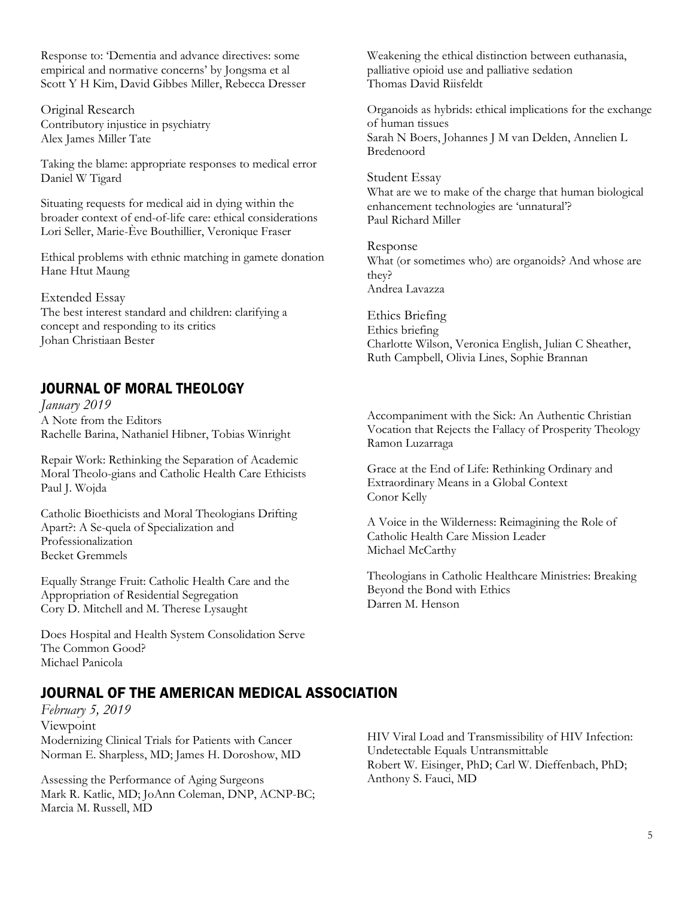Response to: 'Dementia and advance directives: some empirical and normative concerns' by Jongsma et al
Scott Y H Kim, David Gibbes Miller, Rebecca Dresser

Original Research
Contributory injustice in psychiatry
Alex James Miller Tate

Taking the blame: appropriate responses to medical error
Daniel W Tigard

Situating requests for medical aid in dying within the broader context of end-of-life care: ethical considerations
Lori Seller, Marie-Ève Bouthillier, Veronique Fraser

Ethical problems with ethnic matching in gamete donation
Hane Htut Maung

Extended Essay
The best interest standard and children: clarifying a concept and responding to its critics
Johan Christiaan Bester

Weakening the ethical distinction between euthanasia, palliative opioid use and palliative sedation
Thomas David Riisfeldt

Organoids as hybrids: ethical implications for the exchange of human tissues
Sarah N Boers, Johannes J M van Delden, Annelien L Bredenoord

Student Essay
What are we to make of the charge that human biological enhancement technologies are 'unnatural'?
Paul Richard Miller

Response
What (or sometimes who) are organoids? And whose are they?
Andrea Lavazza

Ethics Briefing
Ethics briefing
Charlotte Wilson, Veronica English, Julian C Sheather, Ruth Campbell, Olivia Lines, Sophie Brannan

## JOURNAL OF MORAL THEOLOGY

*January 2019*

A Note from the Editors
Rachelle Barina, Nathaniel Hibner, Tobias Winright

Repair Work: Rethinking the Separation of Academic Moral Theolo-gians and Catholic Health Care Ethicists
Paul J. Wojda

Catholic Bioethicists and Moral Theologians Drifting Apart?: A Se-quela of Specialization and Professionalization
Becket Gremmels

Equally Strange Fruit: Catholic Health Care and the Appropriation of Residential Segregation
Cory D. Mitchell and M. Therese Lysaught

Does Hospital and Health System Consolidation Serve The Common Good?
Michael Panicola

Accompaniment with the Sick: An Authentic Christian Vocation that Rejects the Fallacy of Prosperity Theology
Ramon Luzarraga

Grace at the End of Life: Rethinking Ordinary and Extraordinary Means in a Global Context
Conor Kelly

A Voice in the Wilderness: Reimagining the Role of Catholic Health Care Mission Leader
Michael McCarthy

Theologians in Catholic Healthcare Ministries: Breaking Beyond the Bond with Ethics
Darren M. Henson

## JOURNAL OF THE AMERICAN MEDICAL ASSOCIATION

*February 5, 2019*

Viewpoint
Modernizing Clinical Trials for Patients with Cancer
Norman E. Sharpless, MD; James H. Doroshow, MD

Assessing the Performance of Aging Surgeons
Mark R. Katlic, MD; JoAnn Coleman, DNP, ACNP-BC; Marcia M. Russell, MD

HIV Viral Load and Transmissibility of HIV Infection: Undetectable Equals Untransmittable
Robert W. Eisinger, PhD; Carl W. Dieffenbach, PhD; Anthony S. Fauci, MD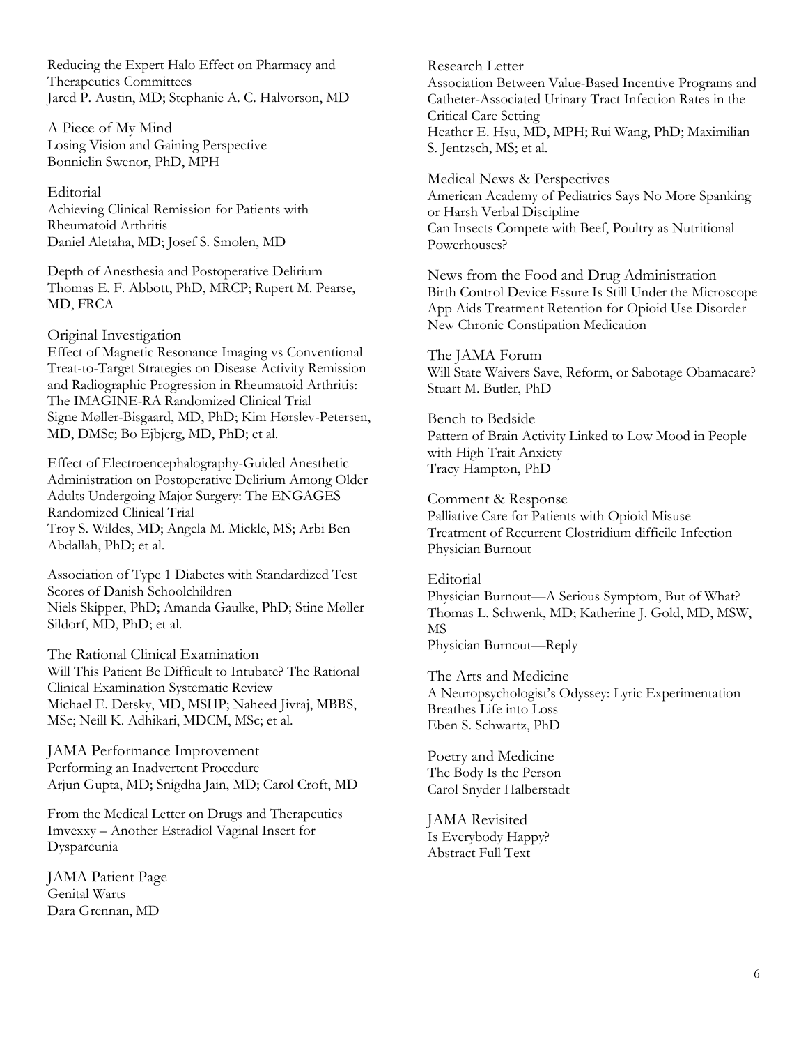Reducing the Expert Halo Effect on Pharmacy and Therapeutics Committees
Jared P. Austin, MD; Stephanie A. C. Halvorson, MD

### A Piece of My Mind

Losing Vision and Gaining Perspective
Bonnielin Swenor, PhD, MPH

### Editorial

Achieving Clinical Remission for Patients with Rheumatoid Arthritis
Daniel Aletaha, MD; Josef S. Smolen, MD

Depth of Anesthesia and Postoperative Delirium
Thomas E. F. Abbott, PhD, MRCP; Rupert M. Pearse, MD, FRCA

### Original Investigation

Effect of Magnetic Resonance Imaging vs Conventional Treat-to-Target Strategies on Disease Activity Remission and Radiographic Progression in Rheumatoid Arthritis: The IMAGINE-RA Randomized Clinical Trial
Signe Møller-Bisgaard, MD, PhD; Kim Hørslev-Petersen, MD, DMSc; Bo Ejbjerg, MD, PhD; et al.

Effect of Electroencephalography-Guided Anesthetic Administration on Postoperative Delirium Among Older Adults Undergoing Major Surgery: The ENGAGES Randomized Clinical Trial
Troy S. Wildes, MD; Angela M. Mickle, MS; Arbi Ben Abdallah, PhD; et al.

Association of Type 1 Diabetes with Standardized Test Scores of Danish Schoolchildren
Niels Skipper, PhD; Amanda Gaulke, PhD; Stine Møller Sildorf, MD, PhD; et al.

### The Rational Clinical Examination

Will This Patient Be Difficult to Intubate? The Rational Clinical Examination Systematic Review
Michael E. Detsky, MD, MSHP; Naheed Jivraj, MBBS, MSc; Neill K. Adhikari, MDCM, MSc; et al.

### JAMA Performance Improvement

Performing an Inadvertent Procedure
Arjun Gupta, MD; Snigdha Jain, MD; Carol Croft, MD

### From the Medical Letter on Drugs and Therapeutics

Imvexxy – Another Estradiol Vaginal Insert for Dyspareunia

### JAMA Patient Page

Genital Warts
Dara Grennan, MD

### Research Letter

Association Between Value-Based Incentive Programs and Catheter-Associated Urinary Tract Infection Rates in the Critical Care Setting
Heather E. Hsu, MD, MPH; Rui Wang, PhD; Maximilian S. Jentzsch, MS; et al.

### Medical News & Perspectives

American Academy of Pediatrics Says No More Spanking or Harsh Verbal Discipline
Can Insects Compete with Beef, Poultry as Nutritional Powerhouses?

### News from the Food and Drug Administration

Birth Control Device Essure Is Still Under the Microscope
App Aids Treatment Retention for Opioid Use Disorder
New Chronic Constipation Medication

### The JAMA Forum

Will State Waivers Save, Reform, or Sabotage Obamacare?
Stuart M. Butler, PhD

### Bench to Bedside

Pattern of Brain Activity Linked to Low Mood in People with High Trait Anxiety
Tracy Hampton, PhD

### Comment & Response

Palliative Care for Patients with Opioid Misuse
Treatment of Recurrent Clostridium difficile Infection
Physician Burnout

### Editorial

Physician Burnout—A Serious Symptom, But of What?
Thomas L. Schwenk, MD; Katherine J. Gold, MD, MSW, MS
Physician Burnout—Reply

### The Arts and Medicine

A Neuropsychologist's Odyssey: Lyric Experimentation Breathes Life into Loss
Eben S. Schwartz, PhD

### Poetry and Medicine

The Body Is the Person
Carol Snyder Halberstadt

### JAMA Revisited

Is Everybody Happy?
Abstract Full Text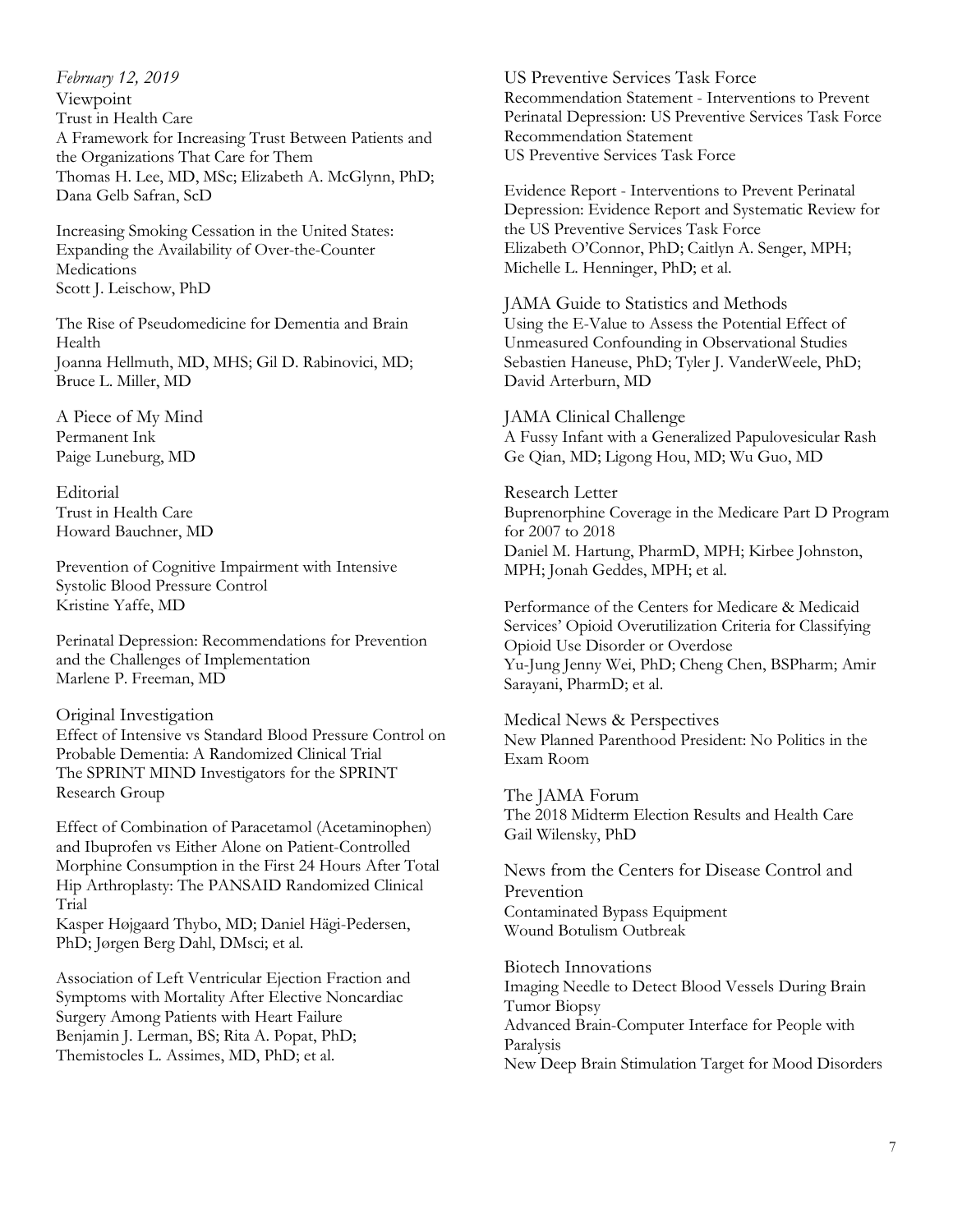*February 12, 2019*

## Viewpoint

Trust in Health Care
A Framework for Increasing Trust Between Patients and the Organizations That Care for Them
Thomas H. Lee, MD, MSc; Elizabeth A. McGlynn, PhD; Dana Gelb Safran, ScD

Increasing Smoking Cessation in the United States: Expanding the Availability of Over-the-Counter Medications
Scott J. Leischow, PhD

The Rise of Pseudomedicine for Dementia and Brain Health
Joanna Hellmuth, MD, MHS; Gil D. Rabinovici, MD; Bruce L. Miller, MD

## A Piece of My Mind

Permanent Ink
Paige Luneburg, MD

## Editorial

Trust in Health Care
Howard Bauchner, MD

Prevention of Cognitive Impairment with Intensive Systolic Blood Pressure Control
Kristine Yaffe, MD

Perinatal Depression: Recommendations for Prevention and the Challenges of Implementation
Marlene P. Freeman, MD

## Original Investigation

Effect of Intensive vs Standard Blood Pressure Control on Probable Dementia: A Randomized Clinical Trial
The SPRINT MIND Investigators for the SPRINT Research Group

Effect of Combination of Paracetamol (Acetaminophen) and Ibuprofen vs Either Alone on Patient-Controlled Morphine Consumption in the First 24 Hours After Total Hip Arthroplasty: The PANSAID Randomized Clinical Trial
Kasper Højgaard Thybo, MD; Daniel Hägi-Pedersen, PhD; Jørgen Berg Dahl, DMsci; et al.

Association of Left Ventricular Ejection Fraction and Symptoms with Mortality After Elective Noncardiac Surgery Among Patients with Heart Failure
Benjamin J. Lerman, BS; Rita A. Popat, PhD; Themistocles L. Assimes, MD, PhD; et al.

## US Preventive Services Task Force

Recommendation Statement - Interventions to Prevent Perinatal Depression: US Preventive Services Task Force Recommendation Statement
US Preventive Services Task Force

Evidence Report - Interventions to Prevent Perinatal Depression: Evidence Report and Systematic Review for the US Preventive Services Task Force
Elizabeth O'Connor, PhD; Caitlyn A. Senger, MPH; Michelle L. Henninger, PhD; et al.

## JAMA Guide to Statistics and Methods

Using the E-Value to Assess the Potential Effect of Unmeasured Confounding in Observational Studies
Sebastien Haneuse, PhD; Tyler J. VanderWeele, PhD; David Arterburn, MD

## JAMA Clinical Challenge

A Fussy Infant with a Generalized Papulovesicular Rash
Ge Qian, MD; Ligong Hou, MD; Wu Guo, MD

## Research Letter

Buprenorphine Coverage in the Medicare Part D Program for 2007 to 2018
Daniel M. Hartung, PharmD, MPH; Kirbee Johnston, MPH; Jonah Geddes, MPH; et al.

Performance of the Centers for Medicare & Medicaid Services' Opioid Overutilization Criteria for Classifying Opioid Use Disorder or Overdose
Yu-Jung Jenny Wei, PhD; Cheng Chen, BSPharm; Amir Sarayani, PharmD; et al.

## Medical News & Perspectives

New Planned Parenthood President: No Politics in the Exam Room

## The JAMA Forum

The 2018 Midterm Election Results and Health Care
Gail Wilensky, PhD

## News from the Centers for Disease Control and Prevention

Contaminated Bypass Equipment
Wound Botulism Outbreak

## Biotech Innovations

Imaging Needle to Detect Blood Vessels During Brain Tumor Biopsy
Advanced Brain-Computer Interface for People with Paralysis
New Deep Brain Stimulation Target for Mood Disorders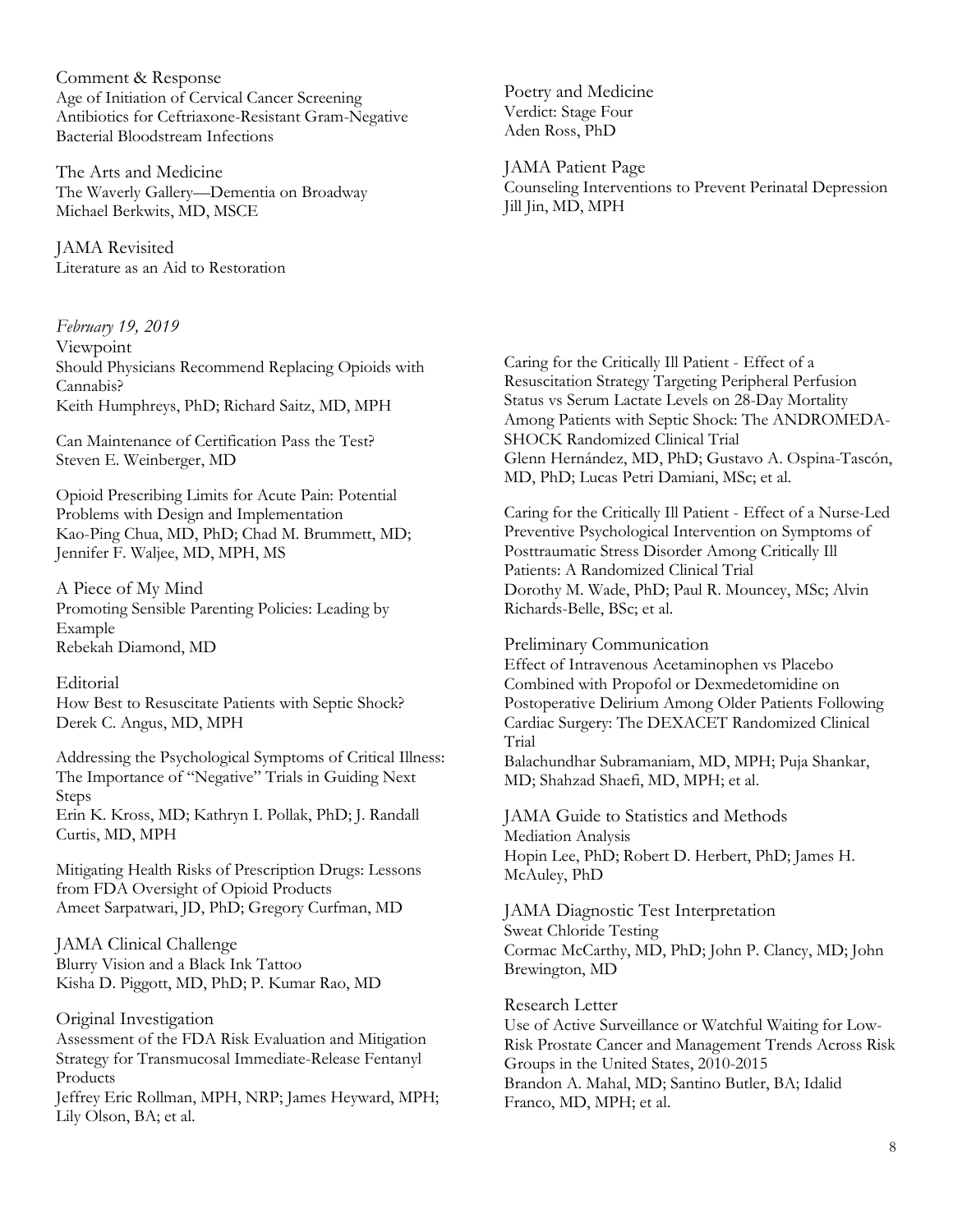Comment & Response
Age of Initiation of Cervical Cancer Screening
Antibiotics for Ceftriaxone-Resistant Gram-Negative Bacterial Bloodstream Infections

The Arts and Medicine
The Waverly Gallery—Dementia on Broadway
Michael Berkwits, MD, MSCE

JAMA Revisited
Literature as an Aid to Restoration

Poetry and Medicine
Verdict: Stage Four
Aden Ross, PhD

JAMA Patient Page
Counseling Interventions to Prevent Perinatal Depression
Jill Jin, MD, MPH

*February 19, 2019*

Viewpoint
Should Physicians Recommend Replacing Opioids with Cannabis?
Keith Humphreys, PhD; Richard Saitz, MD, MPH

Can Maintenance of Certification Pass the Test?
Steven E. Weinberger, MD

Opioid Prescribing Limits for Acute Pain: Potential Problems with Design and Implementation
Kao-Ping Chua, MD, PhD; Chad M. Brummett, MD; Jennifer F. Waljee, MD, MPH, MS

A Piece of My Mind
Promoting Sensible Parenting Policies: Leading by Example
Rebekah Diamond, MD

Editorial
How Best to Resuscitate Patients with Septic Shock?
Derek C. Angus, MD, MPH

Addressing the Psychological Symptoms of Critical Illness: The Importance of "Negative" Trials in Guiding Next Steps
Erin K. Kross, MD; Kathryn I. Pollak, PhD; J. Randall Curtis, MD, MPH

Mitigating Health Risks of Prescription Drugs: Lessons from FDA Oversight of Opioid Products
Ameet Sarpatwari, JD, PhD; Gregory Curfman, MD

JAMA Clinical Challenge
Blurry Vision and a Black Ink Tattoo
Kisha D. Piggott, MD, PhD; P. Kumar Rao, MD

Original Investigation
Assessment of the FDA Risk Evaluation and Mitigation Strategy for Transmucosal Immediate-Release Fentanyl Products
Jeffrey Eric Rollman, MPH, NRP; James Heyward, MPH; Lily Olson, BA; et al.

Caring for the Critically Ill Patient - Effect of a Resuscitation Strategy Targeting Peripheral Perfusion Status vs Serum Lactate Levels on 28-Day Mortality Among Patients with Septic Shock: The ANDROMEDA-SHOCK Randomized Clinical Trial
Glenn Hernández, MD, PhD; Gustavo A. Ospina-Tascón, MD, PhD; Lucas Petri Damiani, MSc; et al.

Caring for the Critically Ill Patient - Effect of a Nurse-Led Preventive Psychological Intervention on Symptoms of Posttraumatic Stress Disorder Among Critically Ill Patients: A Randomized Clinical Trial
Dorothy M. Wade, PhD; Paul R. Mouncey, MSc; Alvin Richards-Belle, BSc; et al.

Preliminary Communication
Effect of Intravenous Acetaminophen vs Placebo Combined with Propofol or Dexmedetomidine on Postoperative Delirium Among Older Patients Following Cardiac Surgery: The DEXACET Randomized Clinical Trial
Balachundhar Subramaniam, MD, MPH; Puja Shankar, MD; Shahzad Shaefi, MD, MPH; et al.

JAMA Guide to Statistics and Methods
Mediation Analysis
Hopin Lee, PhD; Robert D. Herbert, PhD; James H. McAuley, PhD

JAMA Diagnostic Test Interpretation
Sweat Chloride Testing
Cormac McCarthy, MD, PhD; John P. Clancy, MD; John Brewington, MD

Research Letter
Use of Active Surveillance or Watchful Waiting for Low-Risk Prostate Cancer and Management Trends Across Risk Groups in the United States, 2010-2015
Brandon A. Mahal, MD; Santino Butler, BA; Idalid Franco, MD, MPH; et al.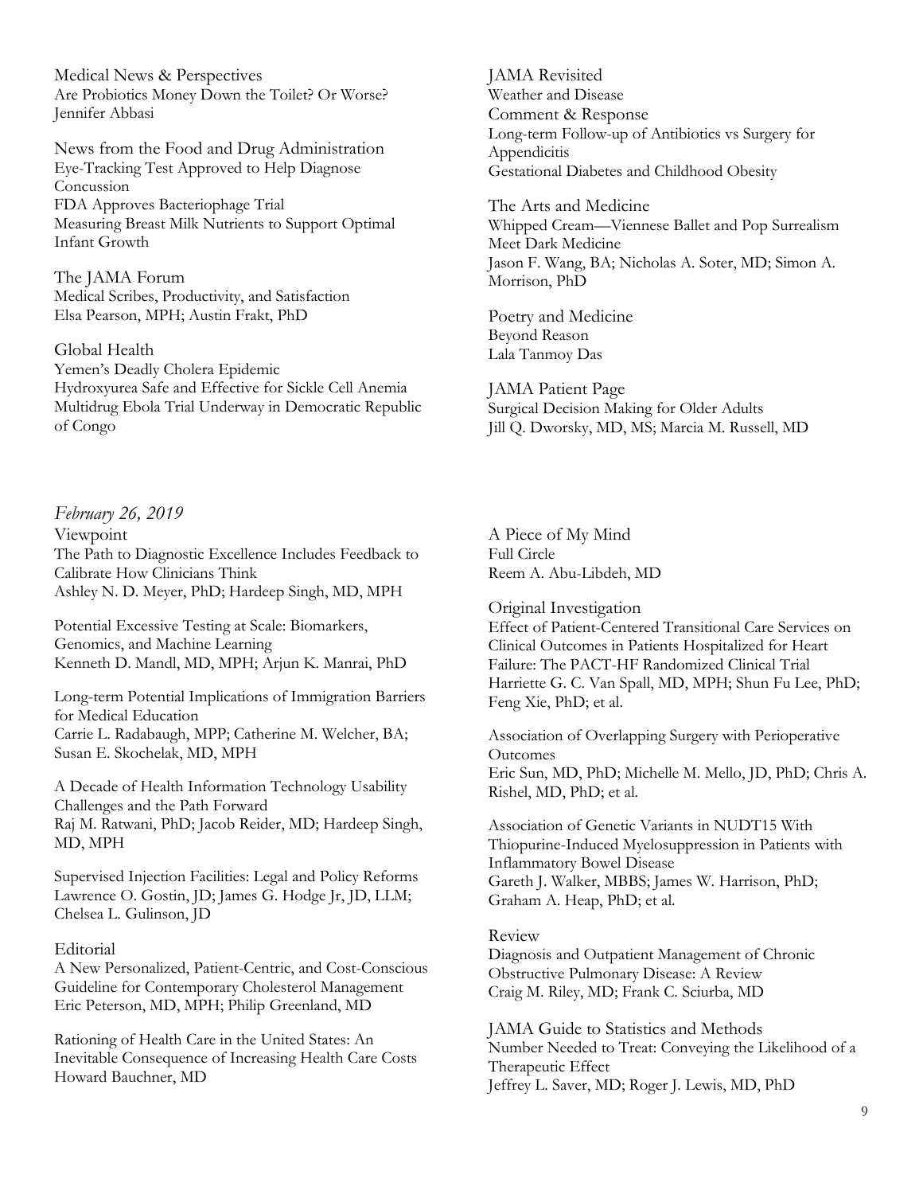Medical News & Perspectives
Are Probiotics Money Down the Toilet? Or Worse?
Jennifer Abbasi

News from the Food and Drug Administration
Eye-Tracking Test Approved to Help Diagnose Concussion
FDA Approves Bacteriophage Trial
Measuring Breast Milk Nutrients to Support Optimal Infant Growth

The JAMA Forum
Medical Scribes, Productivity, and Satisfaction
Elsa Pearson, MPH; Austin Frakt, PhD

Global Health
Yemen's Deadly Cholera Epidemic
Hydroxyurea Safe and Effective for Sickle Cell Anemia
Multidrug Ebola Trial Underway in Democratic Republic of Congo

JAMA Revisited
Weather and Disease

Comment & Response
Long-term Follow-up of Antibiotics vs Surgery for Appendicitis
Gestational Diabetes and Childhood Obesity

The Arts and Medicine
Whipped Cream—Viennese Ballet and Pop Surrealism Meet Dark Medicine
Jason F. Wang, BA; Nicholas A. Soter, MD; Simon A. Morrison, PhD

Poetry and Medicine
Beyond Reason
Lala Tanmoy Das

JAMA Patient Page
Surgical Decision Making for Older Adults
Jill Q. Dworsky, MD, MS; Marcia M. Russell, MD

*February 26, 2019*

Viewpoint
The Path to Diagnostic Excellence Includes Feedback to Calibrate How Clinicians Think
Ashley N. D. Meyer, PhD; Hardeep Singh, MD, MPH

Potential Excessive Testing at Scale: Biomarkers, Genomics, and Machine Learning
Kenneth D. Mandl, MD, MPH; Arjun K. Manrai, PhD

Long-term Potential Implications of Immigration Barriers for Medical Education
Carrie L. Radabaugh, MPP; Catherine M. Welcher, BA; Susan E. Skochelak, MD, MPH

A Decade of Health Information Technology Usability Challenges and the Path Forward
Raj M. Ratwani, PhD; Jacob Reider, MD; Hardeep Singh, MD, MPH

Supervised Injection Facilities: Legal and Policy Reforms
Lawrence O. Gostin, JD; James G. Hodge Jr, JD, LLM; Chelsea L. Gulinson, JD

Editorial
A New Personalized, Patient-Centric, and Cost-Conscious Guideline for Contemporary Cholesterol Management
Eric Peterson, MD, MPH; Philip Greenland, MD

Rationing of Health Care in the United States: An Inevitable Consequence of Increasing Health Care Costs
Howard Bauchner, MD

A Piece of My Mind
Full Circle
Reem A. Abu-Libdeh, MD

Original Investigation
Effect of Patient-Centered Transitional Care Services on Clinical Outcomes in Patients Hospitalized for Heart Failure: The PACT-HF Randomized Clinical Trial
Harriette G. C. Van Spall, MD, MPH; Shun Fu Lee, PhD; Feng Xie, PhD; et al.

Association of Overlapping Surgery with Perioperative Outcomes
Eric Sun, MD, PhD; Michelle M. Mello, JD, PhD; Chris A. Rishel, MD, PhD; et al.

Association of Genetic Variants in NUDT15 With Thiopurine-Induced Myelosuppression in Patients with Inflammatory Bowel Disease
Gareth J. Walker, MBBS; James W. Harrison, PhD; Graham A. Heap, PhD; et al.

Review
Diagnosis and Outpatient Management of Chronic Obstructive Pulmonary Disease: A Review
Craig M. Riley, MD; Frank C. Sciurba, MD

JAMA Guide to Statistics and Methods
Number Needed to Treat: Conveying the Likelihood of a Therapeutic Effect
Jeffrey L. Saver, MD; Roger J. Lewis, MD, PhD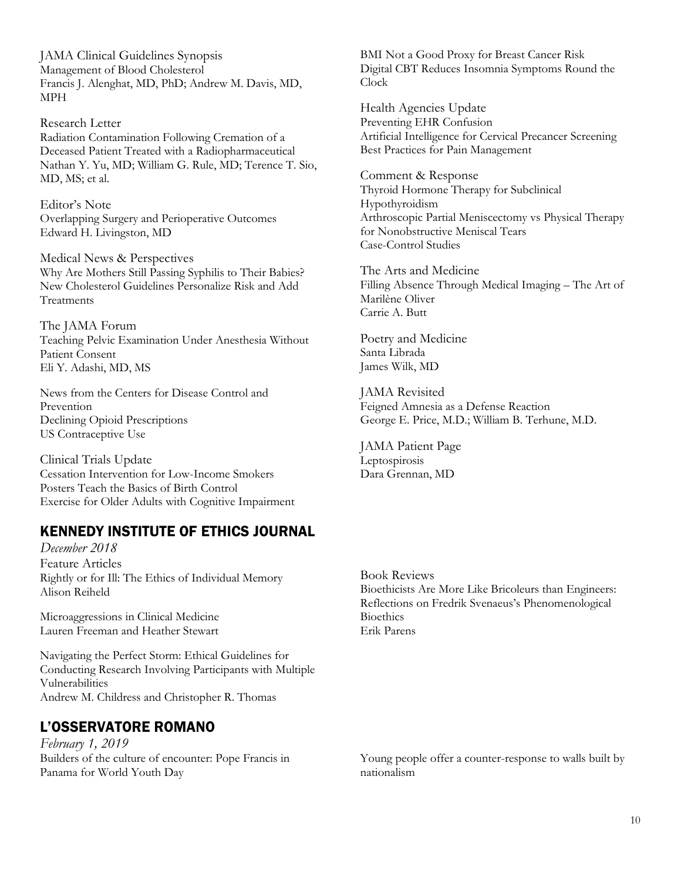JAMA Clinical Guidelines Synopsis
Management of Blood Cholesterol
Francis J. Alenghat, MD, PhD; Andrew M. Davis, MD, MPH

Research Letter
Radiation Contamination Following Cremation of a Deceased Patient Treated with a Radiopharmaceutical
Nathan Y. Yu, MD; William G. Rule, MD; Terence T. Sio, MD, MS; et al.

Editor's Note
Overlapping Surgery and Perioperative Outcomes
Edward H. Livingston, MD

Medical News & Perspectives
Why Are Mothers Still Passing Syphilis to Their Babies?
New Cholesterol Guidelines Personalize Risk and Add Treatments

The JAMA Forum
Teaching Pelvic Examination Under Anesthesia Without Patient Consent
Eli Y. Adashi, MD, MS

News from the Centers for Disease Control and Prevention
Declining Opioid Prescriptions
US Contraceptive Use

Clinical Trials Update
Cessation Intervention for Low-Income Smokers
Posters Teach the Basics of Birth Control
Exercise for Older Adults with Cognitive Impairment

BMI Not a Good Proxy for Breast Cancer Risk
Digital CBT Reduces Insomnia Symptoms Round the Clock

Health Agencies Update
Preventing EHR Confusion
Artificial Intelligence for Cervical Precancer Screening
Best Practices for Pain Management

Comment & Response
Thyroid Hormone Therapy for Subclinical Hypothyroidism
Arthroscopic Partial Meniscectomy vs Physical Therapy for Nonobstructive Meniscal Tears
Case-Control Studies

The Arts and Medicine
Filling Absence Through Medical Imaging – The Art of Marilène Oliver
Carrie A. Butt

Poetry and Medicine
Santa Librada
James Wilk, MD

JAMA Revisited
Feigned Amnesia as a Defense Reaction
George E. Price, M.D.; William B. Terhune, M.D.

JAMA Patient Page
Leptospirosis
Dara Grennan, MD

## KENNEDY INSTITUTE OF ETHICS JOURNAL

*December 2018*

Feature Articles
Rightly or for Ill: The Ethics of Individual Memory
Alison Reiheld

Microaggressions in Clinical Medicine
Lauren Freeman and Heather Stewart

Navigating the Perfect Storm: Ethical Guidelines for Conducting Research Involving Participants with Multiple Vulnerabilities
Andrew M. Childress and Christopher R. Thomas

Book Reviews
Bioethicists Are More Like Bricoleurs than Engineers: Reflections on Fredrik Svenaeus's Phenomenological Bioethics
Erik Parens

## L'OSSERVATORE ROMANO

*February 1, 2019*

Builders of the culture of encounter: Pope Francis in Panama for World Youth Day

Young people offer a counter-response to walls built by nationalism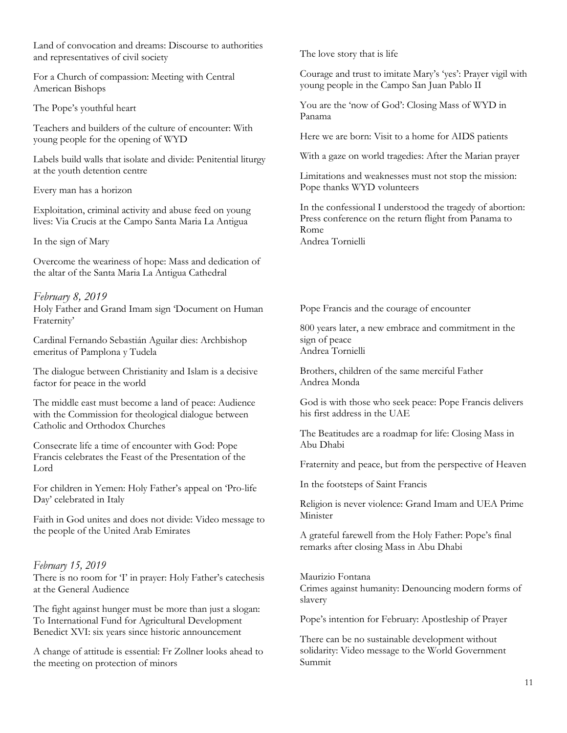Land of convocation and dreams: Discourse to authorities and representatives of civil society

For a Church of compassion: Meeting with Central American Bishops

The Pope's youthful heart

Teachers and builders of the culture of encounter: With young people for the opening of WYD

Labels build walls that isolate and divide: Penitential liturgy at the youth detention centre

Every man has a horizon

Exploitation, criminal activity and abuse feed on young lives: Via Crucis at the Campo Santa Maria La Antigua

In the sign of Mary

Overcome the weariness of hope: Mass and dedication of the altar of the Santa Maria La Antigua Cathedral

The love story that is life

Courage and trust to imitate Mary's 'yes': Prayer vigil with young people in the Campo San Juan Pablo II

You are the 'now of God': Closing Mass of WYD in Panama

Here we are born: Visit to a home for AIDS patients

With a gaze on world tragedies: After the Marian prayer

Limitations and weaknesses must not stop the mission: Pope thanks WYD volunteers

In the confessional I understood the tragedy of abortion: Press conference on the return flight from Panama to Rome
Andrea Tornielli

*February 8, 2019*

Holy Father and Grand Imam sign 'Document on Human Fraternity'

Cardinal Fernando Sebastián Aguilar dies: Archbishop emeritus of Pamplona y Tudela

The dialogue between Christianity and Islam is a decisive factor for peace in the world

The middle east must become a land of peace: Audience with the Commission for theological dialogue between Catholic and Orthodox Churches

Consecrate life a time of encounter with God: Pope Francis celebrates the Feast of the Presentation of the Lord

For children in Yemen: Holy Father's appeal on 'Pro-life Day' celebrated in Italy

Faith in God unites and does not divide: Video message to the people of the United Arab Emirates

Pope Francis and the courage of encounter

800 years later, a new embrace and commitment in the sign of peace
Andrea Tornielli

Brothers, children of the same merciful Father
Andrea Monda

God is with those who seek peace: Pope Francis delivers his first address in the UAE

The Beatitudes are a roadmap for life: Closing Mass in Abu Dhabi

Fraternity and peace, but from the perspective of Heaven

In the footsteps of Saint Francis

Religion is never violence: Grand Imam and UEA Prime Minister

A grateful farewell from the Holy Father: Pope's final remarks after closing Mass in Abu Dhabi

*February 15, 2019*

There is no room for 'I' in prayer: Holy Father's catechesis at the General Audience

The fight against hunger must be more than just a slogan: To International Fund for Agricultural Development
Benedict XVI: six years since historic announcement

A change of attitude is essential: Fr Zollner looks ahead to the meeting on protection of minors

Maurizio Fontana
Crimes against humanity: Denouncing modern forms of slavery

Pope's intention for February: Apostleship of Prayer

There can be no sustainable development without solidarity: Video message to the World Government Summit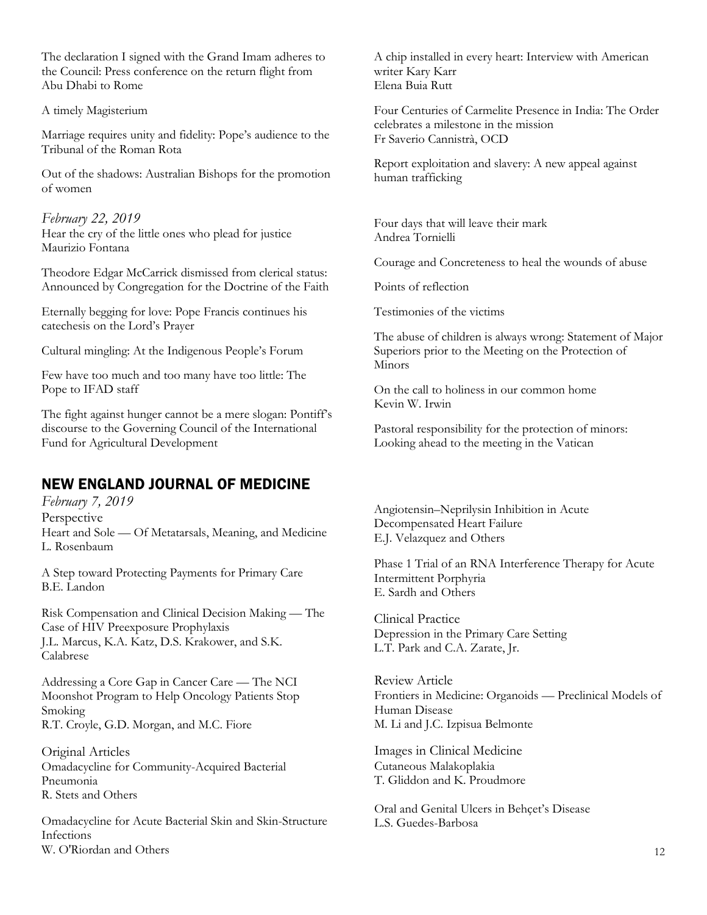The declaration I signed with the Grand Imam adheres to the Council: Press conference on the return flight from Abu Dhabi to Rome

A timely Magisterium

Marriage requires unity and fidelity: Pope's audience to the Tribunal of the Roman Rota

Out of the shadows: Australian Bishops for the promotion of women

*February 22, 2019*
Hear the cry of the little ones who plead for justice
Maurizio Fontana

Theodore Edgar McCarrick dismissed from clerical status: Announced by Congregation for the Doctrine of the Faith

Eternally begging for love: Pope Francis continues his catechesis on the Lord's Prayer

Cultural mingling: At the Indigenous People's Forum

Few have too much and too many have too little: The Pope to IFAD staff

The fight against hunger cannot be a mere slogan: Pontiff's discourse to the Governing Council of the International Fund for Agricultural Development

A chip installed in every heart: Interview with American writer Kary Karr
Elena Buia Rutt

Four Centuries of Carmelite Presence in India: The Order celebrates a milestone in the mission
Fr Saverio Cannistrà, OCD

Report exploitation and slavery: A new appeal against human trafficking

Four days that will leave their mark
Andrea Tornielli

Courage and Concreteness to heal the wounds of abuse

Points of reflection

Testimonies of the victims

The abuse of children is always wrong: Statement of Major Superiors prior to the Meeting on the Protection of Minors

On the call to holiness in our common home
Kevin W. Irwin

Pastoral responsibility for the protection of minors: Looking ahead to the meeting in the Vatican

## NEW ENGLAND JOURNAL OF MEDICINE

*February 7, 2019*

Perspective
Heart and Sole — Of Metatarsals, Meaning, and Medicine
L. Rosenbaum

A Step toward Protecting Payments for Primary Care
B.E. Landon

Risk Compensation and Clinical Decision Making — The Case of HIV Preexposure Prophylaxis
J.L. Marcus, K.A. Katz, D.S. Krakower, and S.K. Calabrese

Addressing a Core Gap in Cancer Care — The NCI Moonshot Program to Help Oncology Patients Stop Smoking
R.T. Croyle, G.D. Morgan, and M.C. Fiore

Original Articles
Omadacycline for Community-Acquired Bacterial Pneumonia
R. Stets and Others

Omadacycline for Acute Bacterial Skin and Skin-Structure Infections
W. O'Riordan and Others

Angiotensin–Neprilysin Inhibition in Acute Decompensated Heart Failure
E.J. Velazquez and Others

Phase 1 Trial of an RNA Interference Therapy for Acute Intermittent Porphyria
E. Sardh and Others

Clinical Practice
Depression in the Primary Care Setting
L.T. Park and C.A. Zarate, Jr.

Review Article
Frontiers in Medicine: Organoids — Preclinical Models of Human Disease
M. Li and J.C. Izpisua Belmonte

Images in Clinical Medicine
Cutaneous Malakoplakia
T. Gliddon and K. Proudmore

Oral and Genital Ulcers in Behçet's Disease
L.S. Guedes-Barbosa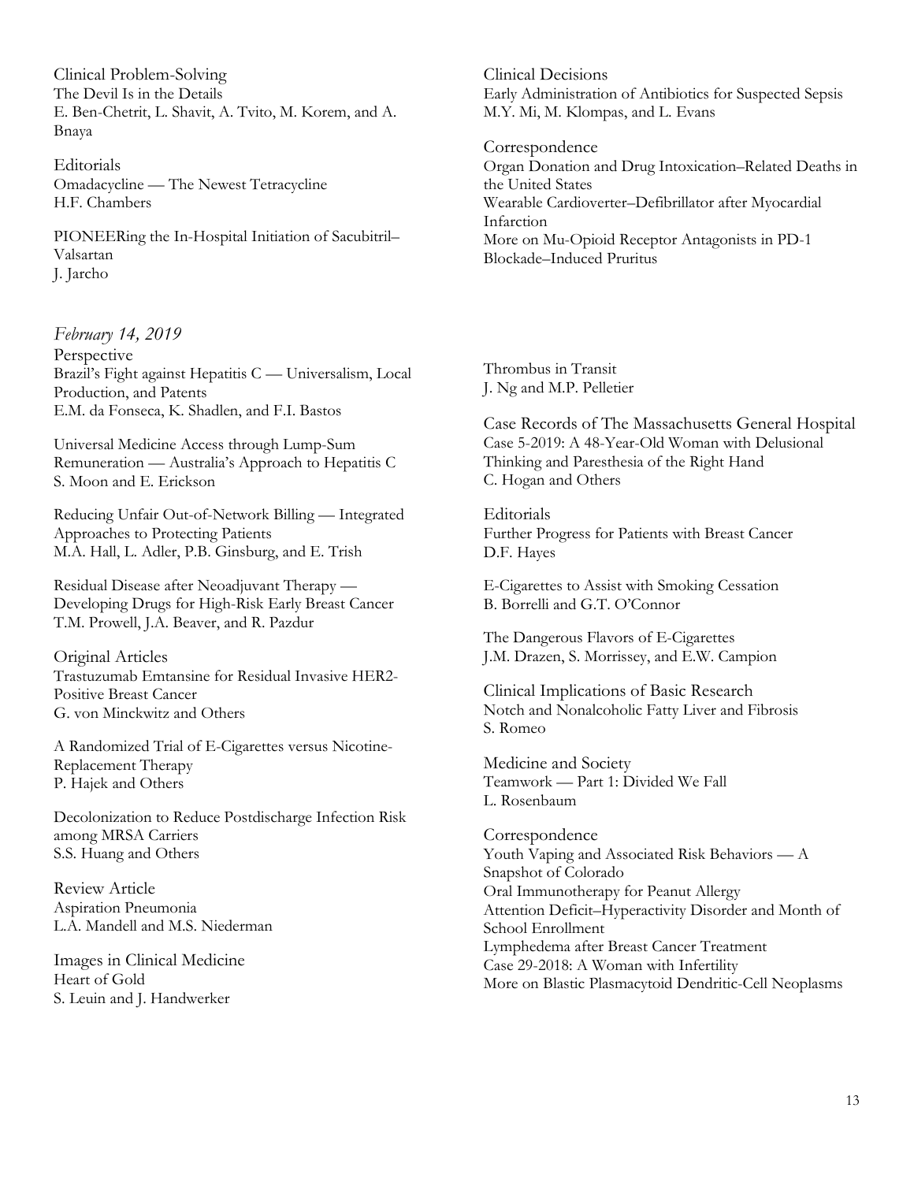Clinical Problem-Solving
The Devil Is in the Details
E. Ben-Chetrit, L. Shavit, A. Tvito, M. Korem, and A. Bnaya

Editorials
Omadacycline — The Newest Tetracycline
H.F. Chambers

PIONEERing the In-Hospital Initiation of Sacubitril–Valsartan
J. Jarcho

Clinical Decisions
Early Administration of Antibiotics for Suspected Sepsis
M.Y. Mi, M. Klompas, and L. Evans

Correspondence
Organ Donation and Drug Intoxication–Related Deaths in the United States
Wearable Cardioverter–Defibrillator after Myocardial Infarction
More on Mu-Opioid Receptor Antagonists in PD-1 Blockade–Induced Pruritus

*February 14, 2019*

Perspective
Brazil's Fight against Hepatitis C — Universalism, Local Production, and Patents
E.M. da Fonseca, K. Shadlen, and F.I. Bastos

Universal Medicine Access through Lump-Sum Remuneration — Australia's Approach to Hepatitis C
S. Moon and E. Erickson

Reducing Unfair Out-of-Network Billing — Integrated Approaches to Protecting Patients
M.A. Hall, L. Adler, P.B. Ginsburg, and E. Trish

Residual Disease after Neoadjuvant Therapy — Developing Drugs for High-Risk Early Breast Cancer
T.M. Prowell, J.A. Beaver, and R. Pazdur

Original Articles
Trastuzumab Emtansine for Residual Invasive HER2-Positive Breast Cancer
G. von Minckwitz and Others

A Randomized Trial of E-Cigarettes versus Nicotine-Replacement Therapy
P. Hajek and Others

Decolonization to Reduce Postdischarge Infection Risk among MRSA Carriers
S.S. Huang and Others

Review Article
Aspiration Pneumonia
L.A. Mandell and M.S. Niederman

Images in Clinical Medicine
Heart of Gold
S. Leuin and J. Handwerker

Thrombus in Transit
J. Ng and M.P. Pelletier

Case Records of The Massachusetts General Hospital
Case 5-2019: A 48-Year-Old Woman with Delusional Thinking and Paresthesia of the Right Hand
C. Hogan and Others

Editorials
Further Progress for Patients with Breast Cancer
D.F. Hayes

E-Cigarettes to Assist with Smoking Cessation
B. Borrelli and G.T. O'Connor

The Dangerous Flavors of E-Cigarettes
J.M. Drazen, S. Morrissey, and E.W. Campion

Clinical Implications of Basic Research
Notch and Nonalcoholic Fatty Liver and Fibrosis
S. Romeo

Medicine and Society
Teamwork — Part 1: Divided We Fall
L. Rosenbaum

Correspondence
Youth Vaping and Associated Risk Behaviors — A Snapshot of Colorado
Oral Immunotherapy for Peanut Allergy
Attention Deficit–Hyperactivity Disorder and Month of School Enrollment
Lymphedema after Breast Cancer Treatment
Case 29-2018: A Woman with Infertility
More on Blastic Plasmacytoid Dendritic-Cell Neoplasms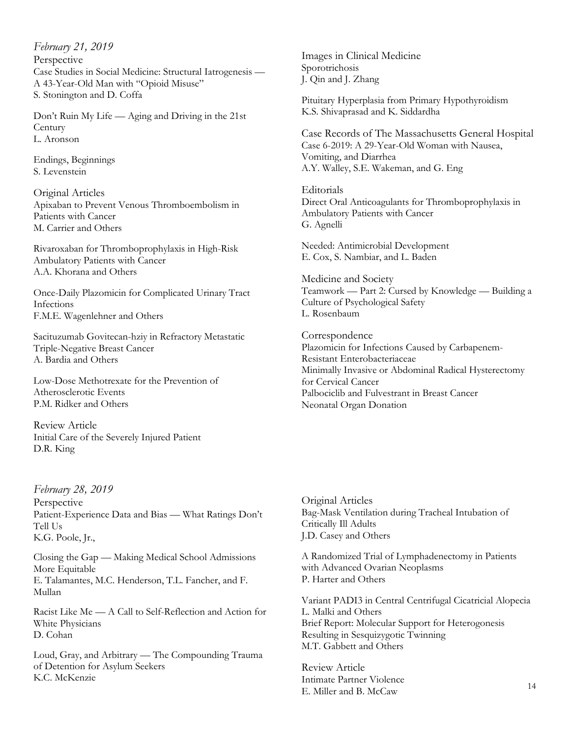*February 21, 2019*

Perspective
Case Studies in Social Medicine: Structural Iatrogenesis — A 43-Year-Old Man with "Opioid Misuse"
S. Stonington and D. Coffa

Don't Ruin My Life — Aging and Driving in the 21st Century
L. Aronson

Endings, Beginnings
S. Levenstein

Original Articles
Apixaban to Prevent Venous Thromboembolism in Patients with Cancer
M. Carrier and Others

Rivaroxaban for Thromboprophylaxis in High-Risk Ambulatory Patients with Cancer
A.A. Khorana and Others

Once-Daily Plazomicin for Complicated Urinary Tract Infections
F.M.E. Wagenlehner and Others

Sacituzumab Govitecan-hziy in Refractory Metastatic Triple-Negative Breast Cancer
A. Bardia and Others

Low-Dose Methotrexate for the Prevention of Atherosclerotic Events
P.M. Ridker and Others

Review Article
Initial Care of the Severely Injured Patient
D.R. King

Images in Clinical Medicine
Sporotrichosis
J. Qin and J. Zhang

Pituitary Hyperplasia from Primary Hypothyroidism
K.S. Shivaprasad and K. Siddardha

Case Records of The Massachusetts General Hospital
Case 6-2019: A 29-Year-Old Woman with Nausea, Vomiting, and Diarrhea
A.Y. Walley, S.E. Wakeman, and G. Eng

Editorials
Direct Oral Anticoagulants for Thromboprophylaxis in Ambulatory Patients with Cancer
G. Agnelli

Needed: Antimicrobial Development
E. Cox, S. Nambiar, and L. Baden

Medicine and Society
Teamwork — Part 2: Cursed by Knowledge — Building a Culture of Psychological Safety
L. Rosenbaum

Correspondence
Plazomicin for Infections Caused by Carbapenem-Resistant Enterobacteriaceae
Minimally Invasive or Abdominal Radical Hysterectomy for Cervical Cancer
Palbociclib and Fulvestrant in Breast Cancer
Neonatal Organ Donation

*February 28, 2019*

Perspective
Patient-Experience Data and Bias — What Ratings Don't Tell Us
K.G. Poole, Jr.,

Closing the Gap — Making Medical School Admissions More Equitable
E. Talamantes, M.C. Henderson, T.L. Fancher, and F. Mullan

Racist Like Me — A Call to Self-Reflection and Action for White Physicians
D. Cohan

Loud, Gray, and Arbitrary — The Compounding Trauma of Detention for Asylum Seekers
K.C. McKenzie

Original Articles
Bag-Mask Ventilation during Tracheal Intubation of Critically Ill Adults
J.D. Casey and Others

A Randomized Trial of Lymphadenectomy in Patients with Advanced Ovarian Neoplasms
P. Harter and Others

Variant PADI3 in Central Centrifugal Cicatricial Alopecia
L. Malki and Others
Brief Report: Molecular Support for Heterogonesis Resulting in Sesquizygotic Twinning
M.T. Gabbett and Others

Review Article
Intimate Partner Violence
E. Miller and B. McCaw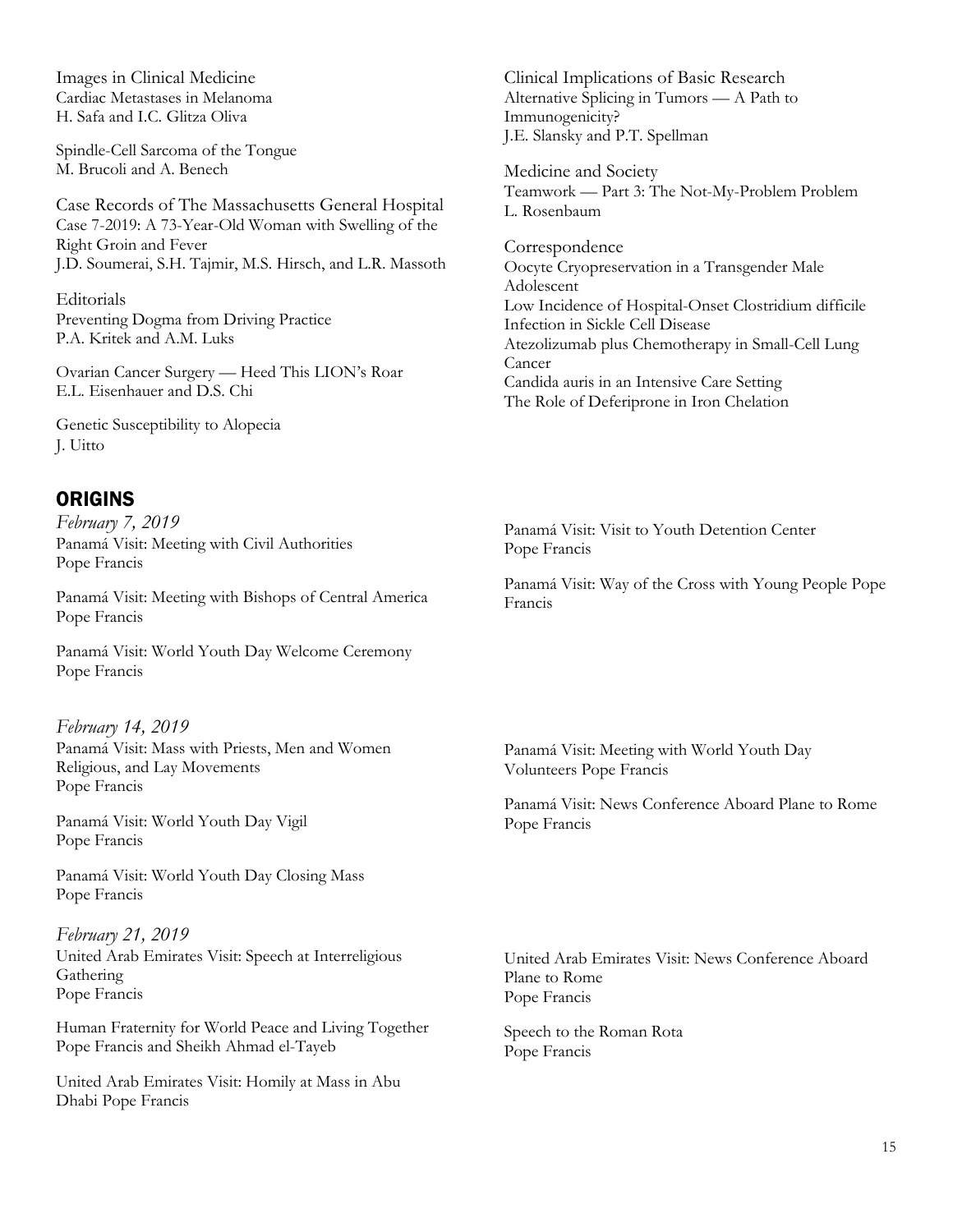Images in Clinical Medicine
Cardiac Metastases in Melanoma
H. Safa and I.C. Glitza Oliva

Spindle-Cell Sarcoma of the Tongue
M. Brucoli and A. Benech

Case Records of The Massachusetts General Hospital
Case 7-2019: A 73-Year-Old Woman with Swelling of the Right Groin and Fever
J.D. Soumerai, S.H. Tajmir, M.S. Hirsch, and L.R. Massoth

Editorials
Preventing Dogma from Driving Practice
P.A. Kritek and A.M. Luks

Ovarian Cancer Surgery — Heed This LION's Roar
E.L. Eisenhauer and D.S. Chi

Genetic Susceptibility to Alopecia
J. Uitto

Clinical Implications of Basic Research
Alternative Splicing in Tumors — A Path to Immunogenicity?
J.E. Slansky and P.T. Spellman

Medicine and Society
Teamwork — Part 3: The Not-My-Problem Problem
L. Rosenbaum

Correspondence
Oocyte Cryopreservation in a Transgender Male Adolescent
Low Incidence of Hospital-Onset Clostridium difficile Infection in Sickle Cell Disease
Atezolizumab plus Chemotherapy in Small-Cell Lung Cancer
Candida auris in an Intensive Care Setting
The Role of Deferiprone in Iron Chelation

## ORIGINS

*February 7, 2019*

Panamá Visit: Meeting with Civil Authorities
Pope Francis

Panamá Visit: Meeting with Bishops of Central America
Pope Francis

Panamá Visit: World Youth Day Welcome Ceremony
Pope Francis

Panamá Visit: Visit to Youth Detention Center
Pope Francis

Panamá Visit: Way of the Cross with Young People Pope Francis

*February 14, 2019*

Panamá Visit: Mass with Priests, Men and Women Religious, and Lay Movements
Pope Francis

Panamá Visit: World Youth Day Vigil
Pope Francis

Panamá Visit: World Youth Day Closing Mass
Pope Francis

Panamá Visit: Meeting with World Youth Day Volunteers Pope Francis

Panamá Visit: News Conference Aboard Plane to Rome
Pope Francis

*February 21, 2019*

United Arab Emirates Visit: Speech at Interreligious Gathering
Pope Francis

Human Fraternity for World Peace and Living Together
Pope Francis and Sheikh Ahmad el-Tayeb

United Arab Emirates Visit: Homily at Mass in Abu Dhabi Pope Francis

United Arab Emirates Visit: News Conference Aboard Plane to Rome
Pope Francis

Speech to the Roman Rota
Pope Francis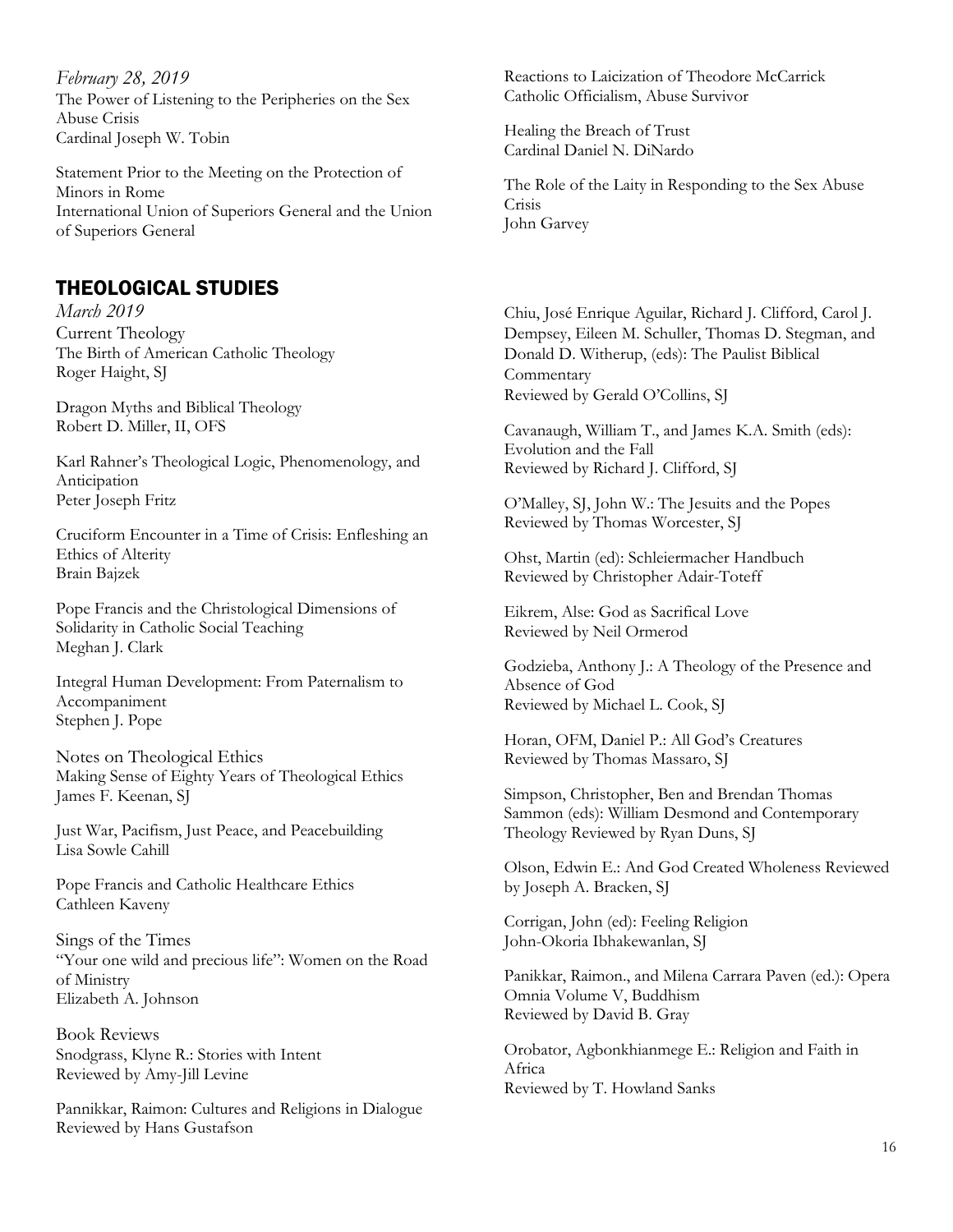*February 28, 2019*
The Power of Listening to the Peripheries on the Sex Abuse Crisis
Cardinal Joseph W. Tobin

Statement Prior to the Meeting on the Protection of Minors in Rome
International Union of Superiors General and the Union of Superiors General

Reactions to Laicization of Theodore McCarrick
Catholic Officialism, Abuse Survivor

Healing the Breach of Trust
Cardinal Daniel N. DiNardo

The Role of the Laity in Responding to the Sex Abuse Crisis
John Garvey

## THEOLOGICAL STUDIES

*March 2019*
Current Theology
The Birth of American Catholic Theology
Roger Haight, SJ

Dragon Myths and Biblical Theology
Robert D. Miller, II, OFS

Karl Rahner's Theological Logic, Phenomenology, and Anticipation
Peter Joseph Fritz

Cruciform Encounter in a Time of Crisis: Enfleshing an Ethics of Alterity
Brain Bajzek

Pope Francis and the Christological Dimensions of Solidarity in Catholic Social Teaching
Meghan J. Clark

Integral Human Development: From Paternalism to Accompaniment
Stephen J. Pope

Notes on Theological Ethics
Making Sense of Eighty Years of Theological Ethics
James F. Keenan, SJ

Just War, Pacifism, Just Peace, and Peacebuilding
Lisa Sowle Cahill

Pope Francis and Catholic Healthcare Ethics
Cathleen Kaveny

Sings of the Times
"Your one wild and precious life": Women on the Road of Ministry
Elizabeth A. Johnson

Book Reviews
Snodgrass, Klyne R.: Stories with Intent
Reviewed by Amy-Jill Levine

Pannikkar, Raimon: Cultures and Religions in Dialogue
Reviewed by Hans Gustafson

Chiu, José Enrique Aguilar, Richard J. Clifford, Carol J. Dempsey, Eileen M. Schuller, Thomas D. Stegman, and Donald D. Witherup, (eds): The Paulist Biblical Commentary
Reviewed by Gerald O'Collins, SJ

Cavanaugh, William T., and James K.A. Smith (eds): Evolution and the Fall
Reviewed by Richard J. Clifford, SJ

O'Malley, SJ, John W.: The Jesuits and the Popes
Reviewed by Thomas Worcester, SJ

Ohst, Martin (ed): Schleiermacher Handbuch
Reviewed by Christopher Adair-Toteff

Eikrem, Alse: God as Sacrifical Love
Reviewed by Neil Ormerod

Godzieba, Anthony J.: A Theology of the Presence and Absence of God
Reviewed by Michael L. Cook, SJ

Horan, OFM, Daniel P.: All God's Creatures
Reviewed by Thomas Massaro, SJ

Simpson, Christopher, Ben and Brendan Thomas Sammon (eds): William Desmond and Contemporary Theology Reviewed by Ryan Duns, SJ

Olson, Edwin E.: And God Created Wholeness Reviewed by Joseph A. Bracken, SJ

Corrigan, John (ed): Feeling Religion
John-Okoria Ibhakewanlan, SJ

Panikkar, Raimon., and Milena Carrara Paven (ed.): Opera Omnia Volume V, Buddhism
Reviewed by David B. Gray

Orobator, Agbonkhianmege E.: Religion and Faith in Africa
Reviewed by T. Howland Sanks